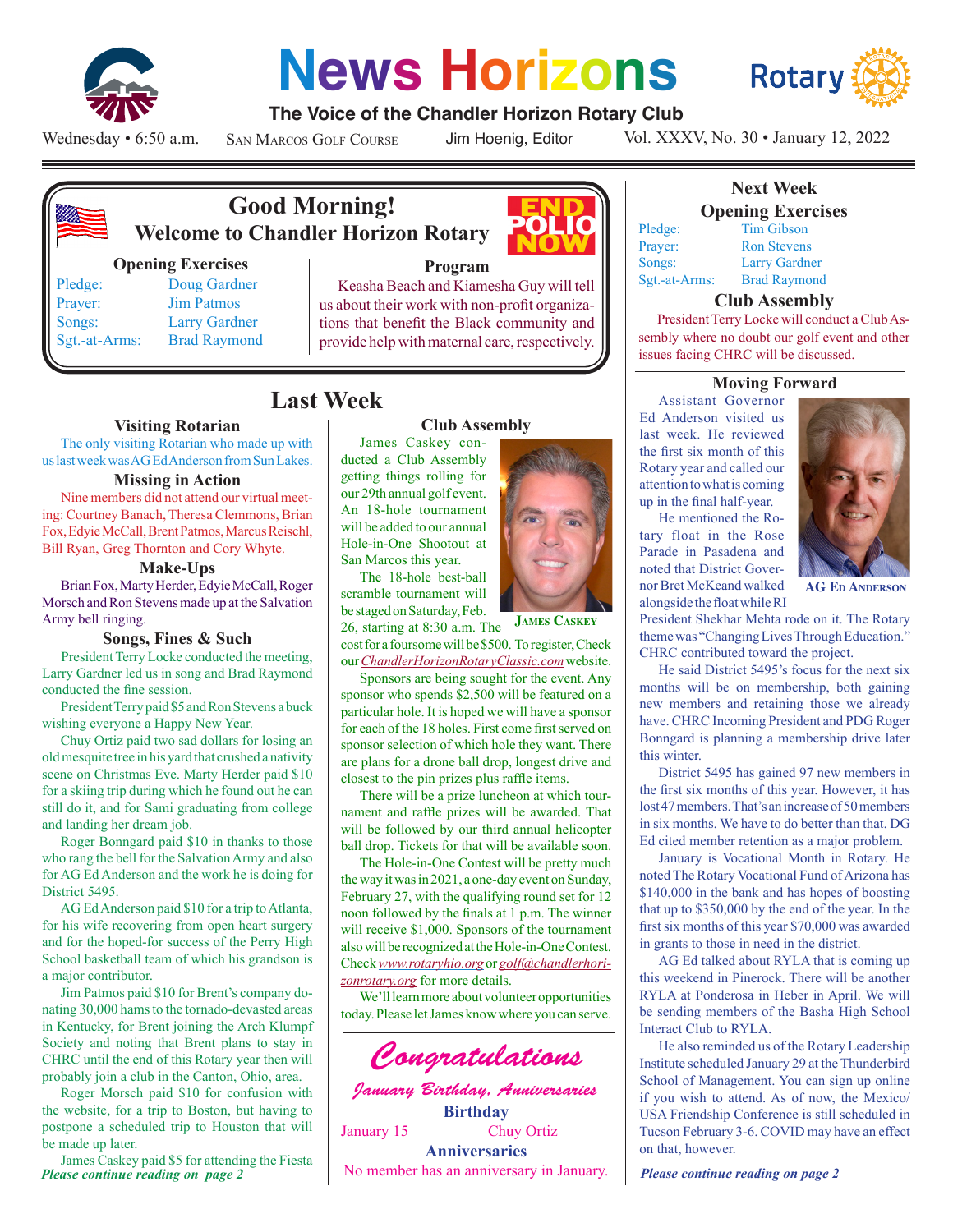# News Horizons

**The Voice of the Chandler Horizon Rotary Club**

Wednesday • 6:50 a.m. | San Marcos Golf Course | Jim Hoenig, Editor | Vol. XXXV, No. 30 • January 12, 2022

## Good Morning! Welcome to Chandler Horizon Rotary

END POLIO NOW

### Opening Exercises

| | |
|---|---|
| Pledge: | Doug Gardner |
| Prayer: | Jim Patmos |
| Songs: | Larry Gardner |
| Sgt.-at-Arms: | Brad Raymond |

### Program

Keasha Beach and Kiamesha Guy will tell us about their work with non-profit organizations that benefit the Black community and provide help with maternal care, respectively.

## Last Week

### Visiting Rotarian

The only visiting Rotarian who made up with us last week was AG Ed Anderson from Sun Lakes.

### Missing in Action

Nine members did not attend our virtual meeting: Courtney Banach, Theresa Clemmons, Brian Fox, Edyie McCall, Brent Patmos, Marcus Reischl, Bill Ryan, Greg Thornton and Cory Whyte.

### Make-Ups

Brian Fox, Marty Herder, Edyie McCall, Roger Morsch and Ron Stevens made up at the Salvation Army bell ringing.

### Songs, Fines & Such

President Terry Locke conducted the meeting, Larry Gardner led us in song and Brad Raymond conducted the fine session.

President Terry paid $5 and Ron Stevens a buck wishing everyone a Happy New Year.

Chuy Ortiz paid two sad dollars for losing an old mesquite tree in his yard that crushed a nativity scene on Christmas Eve. Marty Herder paid $10 for a skiing trip during which he found out he can still do it, and for Sami graduating from college and landing her dream job.

Roger Bonngard paid $10 in thanks to those who rang the bell for the Salvation Army and also for AG Ed Anderson and the work he is doing for District 5495.

AG Ed Anderson paid $10 for a trip to Atlanta, for his wife recovering from open heart surgery and for the hoped-for success of the Perry High School basketball team of which his grandson is a major contributor.

Jim Patmos paid $10 for Brent's company donating 30,000 hams to the tornado-devasted areas in Kentucky, for Brent joining the Arch Klumpf Society and noting that Brent plans to stay in CHRC until the end of this Rotary year then will probably join a club in the Canton, Ohio, area.

Roger Morsch paid $10 for confusion with the website, for a trip to Boston, but having to postpone a scheduled trip to Houston that will be made up later.

James Caskey paid $5 for attending the Fiesta

*Please continue reading on page 2*

### Club Assembly

James Caskey conducted a Club Assembly getting things rolling for our 29th annual golf event. An 18-hole tournament will be added to our annual Hole-in-One Shootout at San Marcos this year.

The 18-hole best-ball scramble tournament will be staged on Saturday, Feb. 26, starting at 8:30 a.m. The cost for a foursome will be $500. To register, Check our *ChandlerHorizonRotaryClassic.com* website.

James Caskey

Sponsors are being sought for the event. Any sponsor who spends $2,500 will be featured on a particular hole. It is hoped we will have a sponsor for each of the 18 holes. First come first served on sponsor selection of which hole they want. There are plans for a drone ball drop, longest drive and closest to the pin prizes plus raffle items.

There will be a prize luncheon at which tournament and raffle prizes will be awarded. That will be followed by our third annual helicopter ball drop. Tickets for that will be available soon.

The Hole-in-One Contest will be pretty much the way it was in 2021, a one-day event on Sunday, February 27, with the qualifying round set for 12 noon followed by the finals at 1 p.m. The winner will receive $1,000. Sponsors of the tournament also will be recognized at the Hole-in-One Contest. Check *www.rotaryhio.org* or *golf@chandlerhorizonrotary.org* for more details.

We'll learn more about volunteer opportunities today. Please let James know where you can serve.

## Congratulations

*January Birthday, Anniversaries*

**Birthday**

January 15 — Chuy Ortiz

**Anniversaries**

No member has an anniversary in January.

## Next Week

### Opening Exercises

| | |
|---|---|
| Pledge: | Tim Gibson |
| Prayer: | Ron Stevens |
| Songs: | Larry Gardner |
| Sgt.-at-Arms: | Brad Raymond |

### Club Assembly

President Terry Locke will conduct a Club Assembly where no doubt our golf event and other issues facing CHRC will be discussed.

### Moving Forward

Assistant Governor Ed Anderson visited us last week. He reviewed the first six month of this Rotary year and called our attention to what is coming up in the final half-year.

AG Ed Anderson

He mentioned the Rotary float in the Rose Parade in Pasadena and noted that District Governor Bret McKeand walked alongside the float while RI President Shekhar Mehta rode on it. The Rotary theme was "Changing Lives Through Education." CHRC contributed toward the project.

He said District 5495's focus for the next six months will be on membership, both gaining new members and retaining those we already have. CHRC Incoming President and PDG Roger Bonngard is planning a membership drive later this winter.

District 5495 has gained 97 new members in the first six months of this year. However, it has lost 47 members. That's an increase of 50 members in six months. We have to do better than that. DG Ed cited member retention as a major problem.

January is Vocational Month in Rotary. He noted The Rotary Vocational Fund of Arizona has $140,000 in the bank and has hopes of boosting that up to $350,000 by the end of the year. In the first six months of this year $70,000 was awarded in grants to those in need in the district.

AG Ed talked about RYLA that is coming up this weekend in Pinerock. There will be another RYLA at Ponderosa in Heber in April. We will be sending members of the Basha High School Interact Club to RYLA.

He also reminded us of the Rotary Leadership Institute scheduled January 29 at the Thunderbird School of Management. You can sign up online if you wish to attend. As of now, the Mexico/USA Friendship Conference is still scheduled in Tucson February 3-6. COVID may have an effect on that, however.

*Please continue reading on page 2*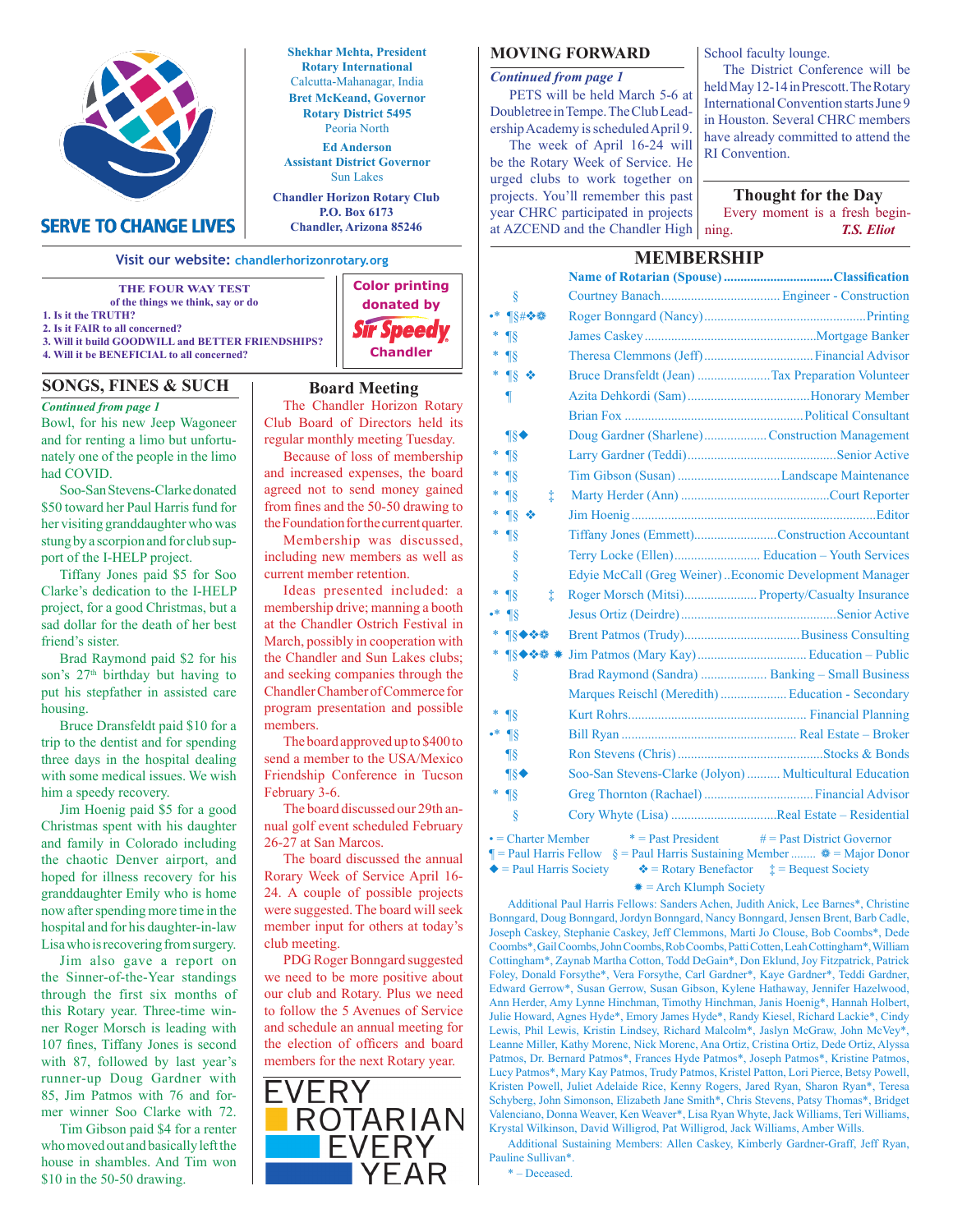SERVE TO CHANGE LIVES

**Shekhar Mehta, President**
**Rotary International**
Calcutta-Mahanagar, India
**Bret McKeand, Governor**
**Rotary District 5495**
Peoria North
**Ed Anderson**
**Assistant District Governor**
Sun Lakes
**Chandler Horizon Rotary Club**
**P.O. Box 6173**
**Chandler, Arizona 85246**

Visit our website: chandlerhorizonrotary.org

**THE FOUR WAY TEST**
**of the things we think, say or do**
1. Is it the TRUTH?
2. Is it FAIR to all concerned?
3. Will it build GOODWILL and BETTER FRIENDSHIPS?
4. Will it be BENEFICIAL to all concerned?

Color printing donated by Sir Speedy Chandler

## SONGS, FINES & SUCH

*Continued from page 1*

Bowl, for his new Jeep Wagoneer and for renting a limo but unfortunately one of the people in the limo had COVID.

Soo-San Stevens-Clarke donated $50 toward her Paul Harris fund for her visiting granddaughter who was stung by a scorpion and for club support of the I-HELP project.

Tiffany Jones paid $5 for Soo Clarke's dedication to the I-HELP project, for a good Christmas, but a sad dollar for the death of her best friend's sister.

Brad Raymond paid $2 for his son's 27th birthday but having to put his stepfather in assisted care housing.

Bruce Dransfeldt paid $10 for a trip to the dentist and for spending three days in the hospital dealing with some medical issues. We wish him a speedy recovery.

Jim Hoenig paid $5 for a good Christmas spent with his daughter and family in Colorado including the chaotic Denver airport, and hoped for illness recovery for his granddaughter Emily who is home now after spending more time in the hospital and for his daughter-in-law Lisa who is recovering from surgery.

Jim also gave a report on the Sinner-of-the-Year standings through the first six months of this Rotary year. Three-time winner Roger Morsch is leading with 107 fines, Tiffany Jones is second with 87, followed by last year's runner-up Doug Gardner with 85, Jim Patmos with 76 and former winner Soo Clarke with 72.

Tim Gibson paid $4 for a renter who moved out and basically left the house in shambles. And Tim won $10 in the 50-50 drawing.

## Board Meeting

The Chandler Horizon Rotary Club Board of Directors held its regular monthly meeting Tuesday.

Because of loss of membership and increased expenses, the board agreed not to send money gained from fines and the 50-50 drawing to the Foundation for the current quarter.

Membership was discussed, including new members as well as current member retention.

Ideas presented included: a membership drive; manning a booth at the Chandler Ostrich Festival in March, possibly in cooperation with the Chandler and Sun Lakes clubs; and seeking companies through the Chandler Chamber of Commerce for program presentation and possible members.

The board approved up to $400 to send a member to the USA/Mexico Friendship Conference in Tucson February 3-6.

The board discussed our 29th annual golf event scheduled February 26-27 at San Marcos.

The board discussed the annual Rotary Week of Service April 16-24. A couple of possible projects were suggested. The board will seek member input for others at today's club meeting.

PDG Roger Bonngard suggested we need to be more positive about our club and Rotary. Plus we need to follow the 5 Avenues of Service and schedule an annual meeting for the election of officers and board members for the next Rotary year.

EVERY ROTARIAN EVERY YEAR

## MOVING FORWARD

*Continued from page 1*

PETS will be held March 5-6 at Doubletree in Tempe. The Club Leadership Academy is scheduled April 9.

The week of April 16-24 will be the Rotary Week of Service. He urged clubs to work together on projects. You'll remember this past year CHRC participated in projects at AZCEND and the Chandler High School faculty lounge.

The District Conference will be held May 12-14 in Prescott. The Rotary International Convention starts June 9 in Houston. Several CHRC members have already committed to attend the RI Convention.

## Thought for the Day

Every moment is a fresh beginning. *T.S. Eliot*

## MEMBERSHIP

| | Name of Rotarian (Spouse) | Classification |
|---|---|---|
| § | Courtney Banach | Engineer - Construction |
| •* ¶§#❖✹ | Roger Bonngard (Nancy) | Printing |
| * ¶§ | James Caskey | Mortgage Banker |
| * ¶§ | Theresa Clemmons (Jeff) | Financial Advisor |
| * ¶§ ❖ | Bruce Dransfeldt (Jean) | Tax Preparation Volunteer |
| ¶ | Azita Dehkordi (Sam) | Honorary Member |
| | Brian Fox | Political Consultant |
| ¶§◆ | Doug Gardner (Sharlene) | Construction Management |
| * ¶§ | Larry Gardner (Teddi) | Senior Active |
| * ¶§ | Tim Gibson (Susan) | Landscape Maintenance |
| * ¶§ ‡ | Marty Herder (Ann) | Court Reporter |
| * ¶§ ❖ | Jim Hoenig | Editor |
| * ¶§ | Tiffany Jones (Emmett) | Construction Accountant |
| § | Terry Locke (Ellen) | Education – Youth Services |
| § | Edyie McCall (Greg Weiner) | Economic Development Manager |
| * ¶§ ‡ | Roger Morsch (Mitsi) | Property/Casualty Insurance |
| •* ¶§ | Jesus Ortiz (Deirdre) | Senior Active |
| * ¶§◆❖✹ | Brent Patmos (Trudy) | Business Consulting |
| * ¶§◆❖✹ ✹ | Jim Patmos (Mary Kay) | Education – Public |
| § | Brad Raymond (Sandra) | Banking – Small Business |
| | Marques Reischl (Meredith) | Education - Secondary |
| * ¶§ | Kurt Rohrs | Financial Planning |
| •* ¶§ | Bill Ryan | Real Estate – Broker |
| ¶§ | Ron Stevens (Chris) | Stocks & Bonds |
| ¶§◆ | Soo-San Stevens-Clarke (Jolyon) | Multicultural Education |
| * ¶§ | Greg Thornton (Rachael) | Financial Advisor |
| § | Cory Whyte (Lisa) | Real Estate – Residential |

• = Charter Member  * = Past President  # = Past District Governor
¶ = Paul Harris Fellow  § = Paul Harris Sustaining Member  ✹ = Major Donor
◆ = Paul Harris Society  ❖ = Rotary Benefactor  ‡ = Bequest Society
✹ = Arch Klumph Society

Additional Paul Harris Fellows: Sanders Achen, Ruth Anick, Lee Barnes*, Christine Bonngard, Doug Bonngard, Jordyn Bonngard, Nancy Bonngard, Jensen Brent, Barb Cadle, Joseph Caskey, Stephanie Caskey, Jeff Clemmons, Marti Jo Clouse, Bob Coombs*, Dede Coombs*, Gail Coombs, John Coombs, Rob Coombs, Patti Cotten, Leah Cottingham*, William Cottingham*, Zaynab Martha Cotton, Todd DeGain*, Don Eklund, Joy Fitzpatrick, Patrick Foley, Donald Forsythe*, Vera Forsythe, Carl Gardner*, Kaye Gardner*, Teddi Gardner, Edward Gerrow*, Susan Gerrow, Susan Gibson, Kylene Hathaway, Jennifer Hazelwood, Ann Herder, Amy Lynne Hinchman, Timothy Hinchman, Janis Hoenig*, Hannah Holbert, Julie Howard, Agnes Hyde*, Emory James Hyde*, Randy Kiesel, Richard Lackie*, Cindy Lewis, Phil Lewis, Kristin Lindsey, Richard Malcolm*, Jaslyn McGraw, John McVey*, Leanne Miller, Kathy Morenc, Nick Morenc, Ana Ortiz, Cristina Ortiz, Dede Ortiz, Alyssa Patmos, Dr. Bernard Patmos*, Frances Hyde Patmos*, Joseph Patmos*, Kristine Patmos, Lucy Patmos*, Mary Kay Patmos, Trudy Patmos, Kristel Patton, Lori Pierce, Betsy Powell, Kristen Powell, Juliet Adelaide Rice, Kenny Rogers, Jared Ryan, Sharon Ryan*, Teresa Schyberg, John Simonson, Elizabeth Jane Smith*, Chris Stevens, Patsy Thomas*, Bridget Valenciano, Donna Weaver, Ken Weaver*, Lisa Ryan Whyte, Jack Williams, Teri Williams, Krystal Wilkinson, David Willigrod, Pat Willigrod, Jack Williams, Amber Wills.

Additional Sustaining Members: Allen Caskey, Kimberly Gardner-Graff, Jeff Ryan, Pauline Sullivan*.

* – Deceased.